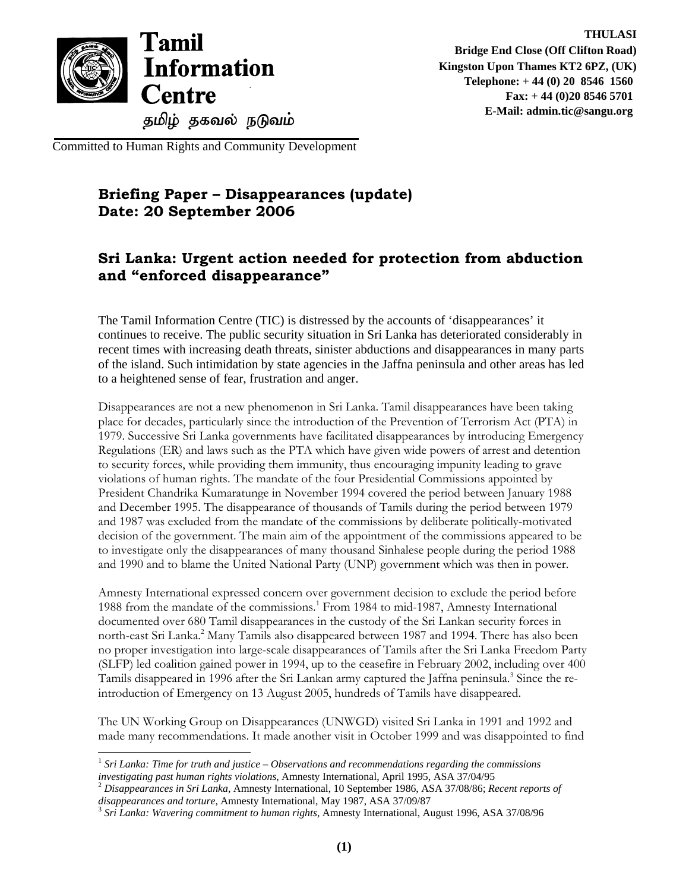**Tamil Information Centre**

தமிழ் தகவல் நடுவம்

Committed to Human Rights and Community Development

**THULASI**
**Bridge End Close (Off Clifton Road)**
**Kingston Upon Thames KT2 6PZ, (UK)**
**Telephone: + 44 (0) 20 8546 1560**
**Fax: + 44 (0)20 8546 5701**
**E-Mail: admin.tic@sangu.org**

## Briefing Paper – Disappearances (update)
## Date: 20 September 2006

## Sri Lanka: Urgent action needed for protection from abduction and "enforced disappearance"

The Tamil Information Centre (TIC) is distressed by the accounts of 'disappearances' it continues to receive. The public security situation in Sri Lanka has deteriorated considerably in recent times with increasing death threats, sinister abductions and disappearances in many parts of the island. Such intimidation by state agencies in the Jaffna peninsula and other areas has led to a heightened sense of fear, frustration and anger.

Disappearances are not a new phenomenon in Sri Lanka. Tamil disappearances have been taking place for decades, particularly since the introduction of the Prevention of Terrorism Act (PTA) in 1979. Successive Sri Lanka governments have facilitated disappearances by introducing Emergency Regulations (ER) and laws such as the PTA which have given wide powers of arrest and detention to security forces, while providing them immunity, thus encouraging impunity leading to grave violations of human rights. The mandate of the four Presidential Commissions appointed by President Chandrika Kumaratunge in November 1994 covered the period between January 1988 and December 1995. The disappearance of thousands of Tamils during the period between 1979 and 1987 was excluded from the mandate of the commissions by deliberate politically-motivated decision of the government. The main aim of the appointment of the commissions appeared to be to investigate only the disappearances of many thousand Sinhalese people during the period 1988 and 1990 and to blame the United National Party (UNP) government which was then in power.

Amnesty International expressed concern over government decision to exclude the period before 1988 from the mandate of the commissions.[1] From 1984 to mid-1987, Amnesty International documented over 680 Tamil disappearances in the custody of the Sri Lankan security forces in north-east Sri Lanka.[2] Many Tamils also disappeared between 1987 and 1994. There has also been no proper investigation into large-scale disappearances of Tamils after the Sri Lanka Freedom Party (SLFP) led coalition gained power in 1994, up to the ceasefire in February 2002, including over 400 Tamils disappeared in 1996 after the Sri Lankan army captured the Jaffna peninsula.[3] Since the re-introduction of Emergency on 13 August 2005, hundreds of Tamils have disappeared.

The UN Working Group on Disappearances (UNWGD) visited Sri Lanka in 1991 and 1992 and made many recommendations. It made another visit in October 1999 and was disappointed to find

---

[1] *Sri Lanka: Time for truth and justice – Observations and recommendations regarding the commissions investigating past human rights violations*, Amnesty International, April 1995, ASA 37/04/95

[2] *Disappearances in Sri Lanka*, Amnesty International, 10 September 1986, ASA 37/08/86; *Recent reports of disappearances and torture*, Amnesty International, May 1987, ASA 37/09/87

[3] *Sri Lanka: Wavering commitment to human rights*, Amnesty International, August 1996, ASA 37/08/96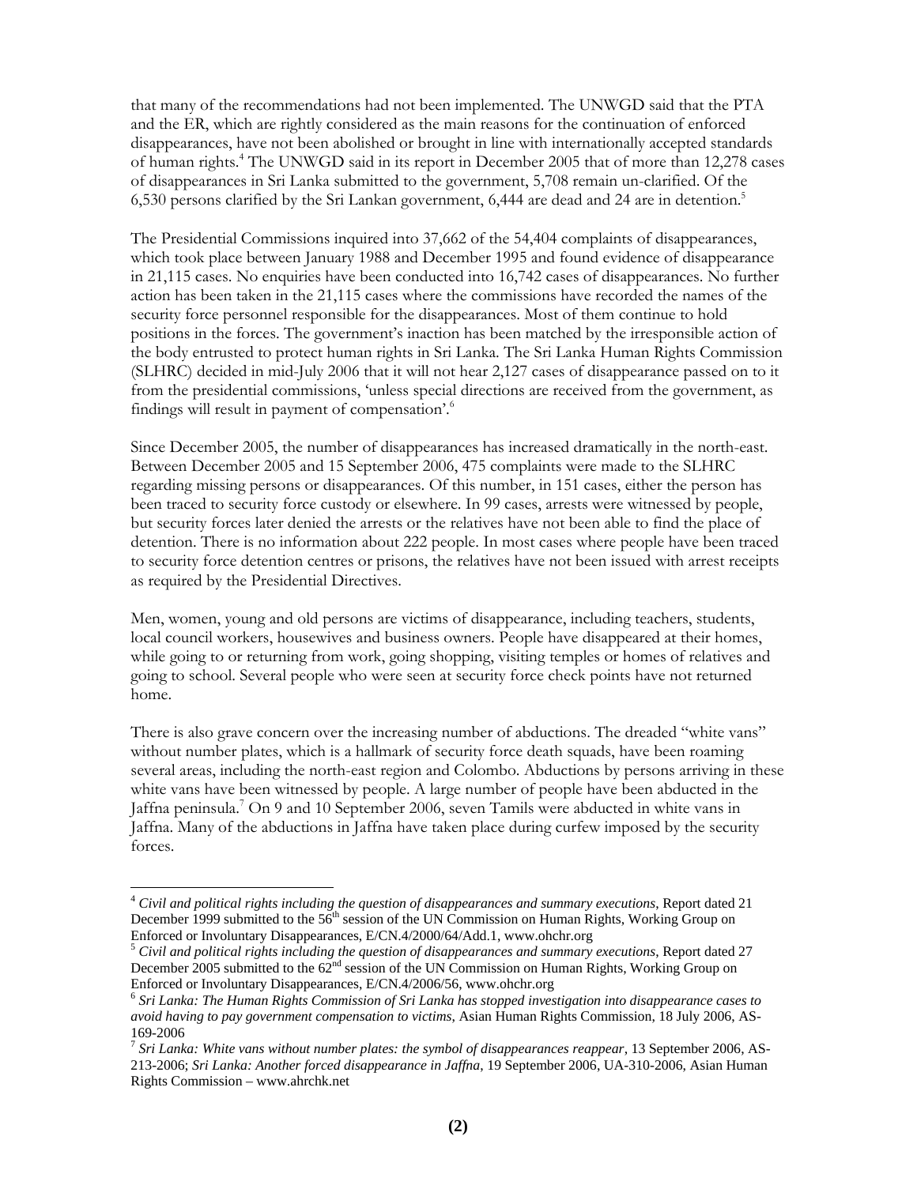that many of the recommendations had not been implemented. The UNWGD said that the PTA and the ER, which are rightly considered as the main reasons for the continuation of enforced disappearances, have not been abolished or brought in line with internationally accepted standards of human rights.[4] The UNWGD said in its report in December 2005 that of more than 12,278 cases of disappearances in Sri Lanka submitted to the government, 5,708 remain un-clarified. Of the 6,530 persons clarified by the Sri Lankan government, 6,444 are dead and 24 are in detention.[5]

The Presidential Commissions inquired into 37,662 of the 54,404 complaints of disappearances, which took place between January 1988 and December 1995 and found evidence of disappearance in 21,115 cases. No enquiries have been conducted into 16,742 cases of disappearances. No further action has been taken in the 21,115 cases where the commissions have recorded the names of the security force personnel responsible for the disappearances. Most of them continue to hold positions in the forces. The government's inaction has been matched by the irresponsible action of the body entrusted to protect human rights in Sri Lanka. The Sri Lanka Human Rights Commission (SLHRC) decided in mid-July 2006 that it will not hear 2,127 cases of disappearance passed on to it from the presidential commissions, 'unless special directions are received from the government, as findings will result in payment of compensation'.[6]

Since December 2005, the number of disappearances has increased dramatically in the north-east. Between December 2005 and 15 September 2006, 475 complaints were made to the SLHRC regarding missing persons or disappearances. Of this number, in 151 cases, either the person has been traced to security force custody or elsewhere. In 99 cases, arrests were witnessed by people, but security forces later denied the arrests or the relatives have not been able to find the place of detention. There is no information about 222 people. In most cases where people have been traced to security force detention centres or prisons, the relatives have not been issued with arrest receipts as required by the Presidential Directives.

Men, women, young and old persons are victims of disappearance, including teachers, students, local council workers, housewives and business owners. People have disappeared at their homes, while going to or returning from work, going shopping, visiting temples or homes of relatives and going to school. Several people who were seen at security force check points have not returned home.

There is also grave concern over the increasing number of abductions. The dreaded "white vans" without number plates, which is a hallmark of security force death squads, have been roaming several areas, including the north-east region and Colombo. Abductions by persons arriving in these white vans have been witnessed by people. A large number of people have been abducted in the Jaffna peninsula.[7] On 9 and 10 September 2006, seven Tamils were abducted in white vans in Jaffna. Many of the abductions in Jaffna have taken place during curfew imposed by the security forces.

---

[4] *Civil and political rights including the question of disappearances and summary executions*, Report dated 21 December 1999 submitted to the 56th session of the UN Commission on Human Rights, Working Group on Enforced or Involuntary Disappearances, E/CN.4/2000/64/Add.1, www.ohchr.org

[5] *Civil and political rights including the question of disappearances and summary executions*, Report dated 27 December 2005 submitted to the 62nd session of the UN Commission on Human Rights, Working Group on Enforced or Involuntary Disappearances, E/CN.4/2006/56, www.ohchr.org

[6] *Sri Lanka: The Human Rights Commission of Sri Lanka has stopped investigation into disappearance cases to avoid having to pay government compensation to victims*, Asian Human Rights Commission, 18 July 2006, AS-169-2006

[7] *Sri Lanka: White vans without number plates: the symbol of disappearances reappear*, 13 September 2006, AS-213-2006; *Sri Lanka: Another forced disappearance in Jaffna*, 19 September 2006, UA-310-2006, Asian Human Rights Commission – www.ahrchk.net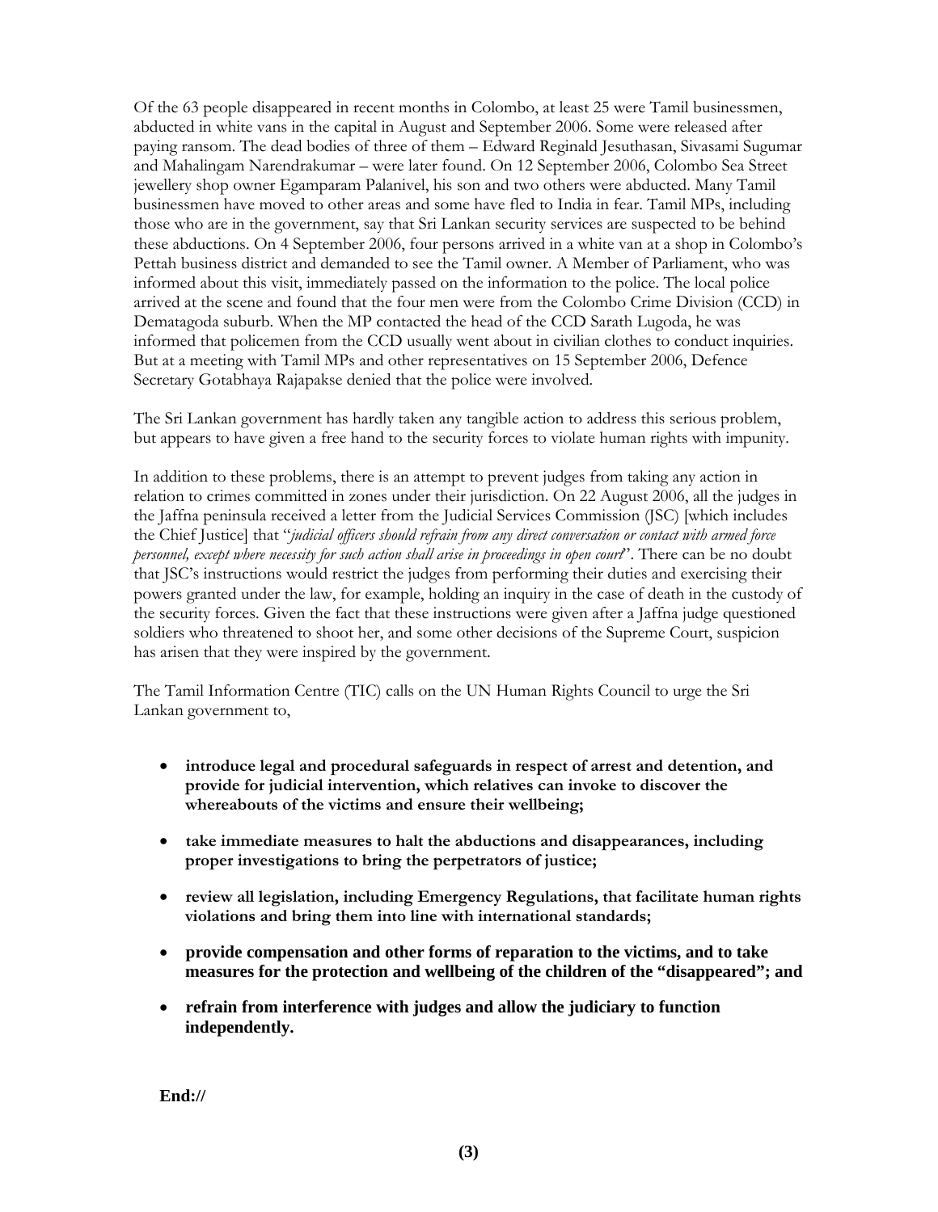Of the 63 people disappeared in recent months in Colombo, at least 25 were Tamil businessmen, abducted in white vans in the capital in August and September 2006. Some were released after paying ransom. The dead bodies of three of them – Edward Reginald Jesuthasan, Sivasami Sugumar and Mahalingam Narendrakumar – were later found. On 12 September 2006, Colombo Sea Street jewellery shop owner Egamparam Palanivel, his son and two others were abducted. Many Tamil businessmen have moved to other areas and some have fled to India in fear. Tamil MPs, including those who are in the government, say that Sri Lankan security services are suspected to be behind these abductions. On 4 September 2006, four persons arrived in a white van at a shop in Colombo's Pettah business district and demanded to see the Tamil owner. A Member of Parliament, who was informed about this visit, immediately passed on the information to the police. The local police arrived at the scene and found that the four men were from the Colombo Crime Division (CCD) in Dematagoda suburb. When the MP contacted the head of the CCD Sarath Lugoda, he was informed that policemen from the CCD usually went about in civilian clothes to conduct inquiries. But at a meeting with Tamil MPs and other representatives on 15 September 2006, Defence Secretary Gotabhaya Rajapakse denied that the police were involved.

The Sri Lankan government has hardly taken any tangible action to address this serious problem, but appears to have given a free hand to the security forces to violate human rights with impunity.

In addition to these problems, there is an attempt to prevent judges from taking any action in relation to crimes committed in zones under their jurisdiction. On 22 August 2006, all the judges in the Jaffna peninsula received a letter from the Judicial Services Commission (JSC) [which includes the Chief Justice] that "*judicial officers should refrain from any direct conversation or contact with armed force personnel, except where necessity for such action shall arise in proceedings in open court*". There can be no doubt that JSC's instructions would restrict the judges from performing their duties and exercising their powers granted under the law, for example, holding an inquiry in the case of death in the custody of the security forces. Given the fact that these instructions were given after a Jaffna judge questioned soldiers who threatened to shoot her, and some other decisions of the Supreme Court, suspicion has arisen that they were inspired by the government.

The Tamil Information Centre (TIC) calls on the UN Human Rights Council to urge the Sri Lankan government to,

- **introduce legal and procedural safeguards in respect of arrest and detention, and provide for judicial intervention, which relatives can invoke to discover the whereabouts of the victims and ensure their wellbeing;**
- **take immediate measures to halt the abductions and disappearances, including proper investigations to bring the perpetrators of justice;**
- **review all legislation, including Emergency Regulations, that facilitate human rights violations and bring them into line with international standards;**
- **provide compensation and other forms of reparation to the victims, and to take measures for the protection and wellbeing of the children of the "disappeared"; and**
- **refrain from interference with judges and allow the judiciary to function independently.**

**End://**